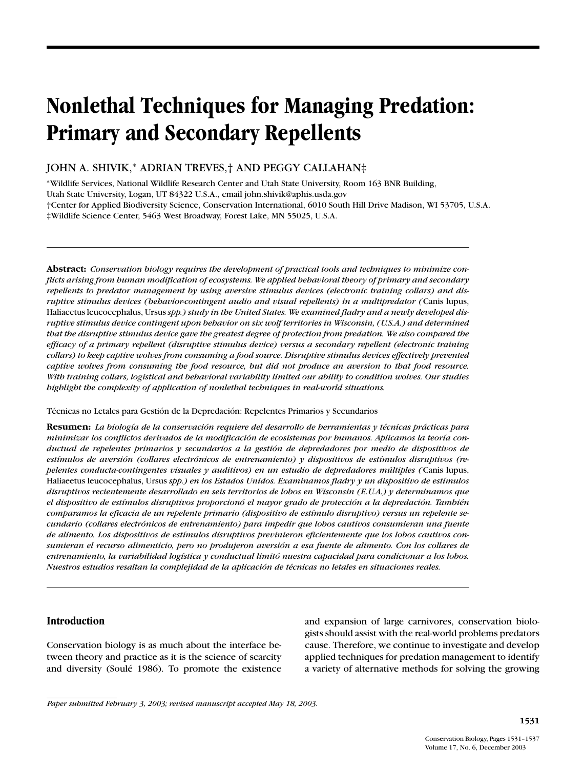# Nonlethal Techniques for Managing Predation: Primary and Secondary Repellents

JOHN A. SHIVIK,* ADRIAN TREVES,† AND PEGGY CALLAHAN‡

*Wildlife Services, National Wildlife Research Center and Utah State University, Room 163 BNR Building, Utah State University, Logan, UT 84322 U.S.A., email john.shivik@aphis.usda.gov

†Center for Applied Biodiversity Science, Conservation International, 6010 South Hill Drive Madison, WI 53705, U.S.A.

‡Wildlife Science Center, 5463 West Broadway, Forest Lake, MN 55025, U.S.A.

---

**Abstract:** *Conservation biology requires the development of practical tools and techniques to minimize conflicts arising from human modification of ecosystems. We applied behavioral theory of primary and secondary repellents to predator management by using aversive stimulus devices (electronic training collars) and disruptive stimulus devices (behavior-contingent audio and visual repellents) in a multipredator (* Canis lupus, Haliaeetus leucocephalus, Ursus *spp.) study in the United States. We examined fladry and a newly developed disruptive stimulus device contingent upon behavior on six wolf territories in Wisconsin, (U.S.A.) and determined that the disruptive stimulus device gave the greatest degree of protection from predation. We also compared the efficacy of a primary repellent (disruptive stimulus device) versus a secondary repellent (electronic training collars) to keep captive wolves from consuming a food source. Disruptive stimulus devices effectively prevented captive wolves from consuming the food resource, but did not produce an aversion to that food resource. With training collars, logistical and behavioral variability limited our ability to condition wolves. Our studies highlight the complexity of application of nonlethal techniques in real-world situations.*

Técnicas no Letales para Gestión de la Depredación: Repelentes Primarios y Secundarios

**Resumen:** *La biología de la conservación requiere del desarrollo de herramientas y técnicas prácticas para minimizar los conflictos derivados de la modificación de ecosistemas por humanos. Aplicamos la teoría conductual de repelentes primarios y secundarios a la gestión de depredadores por medio de dispositivos de estímulos de aversión (collares electrónicos de entrenamiento) y dispositivos de estímulos disruptivos (repelentes conducta-contingentes visuales y auditivos) en un estudio de depredadores múltiples (* Canis lupus, Haliaeetus leucocephalus, Ursus *spp.) en los Estados Unidos. Examinamos fladry y un dispositivo de estímulos disruptivos recientemente desarrollado en seis territorios de lobos en Wisconsin (E.UA.) y determinamos que el dispositivo de estímulos disruptivos proporcionó el mayor grado de protección a la depredación. También comparamos la eficacia de un repelente primario (dispositivo de estímulo disruptivo) versus un repelente secundario (collares electrónicos de entrenamiento) para impedir que lobos cautivos consumieran una fuente de alimento. Los dispositivos de estímulos disruptivos previnieron eficientemente que los lobos cautivos consumieran el recurso alimenticio, pero no produjeron aversión a esa fuente de alimento. Con los collares de entrenamiento, la variabilidad logística y conductual limitó nuestra capacidad para condicionar a los lobos. Nuestros estudios resaltan la complejidad de la aplicación de técnicas no letales en situaciones reales.*

---

## Introduction

Conservation biology is as much about the interface between theory and practice as it is the science of scarcity and diversity (Soulé 1986). To promote the existence and expansion of large carnivores, conservation biologists should assist with the real-world problems predators cause. Therefore, we continue to investigate and develop applied techniques for predation management to identify a variety of alternative methods for solving the growing

*Paper submitted February 3, 2003; revised manuscript accepted May 18, 2003.*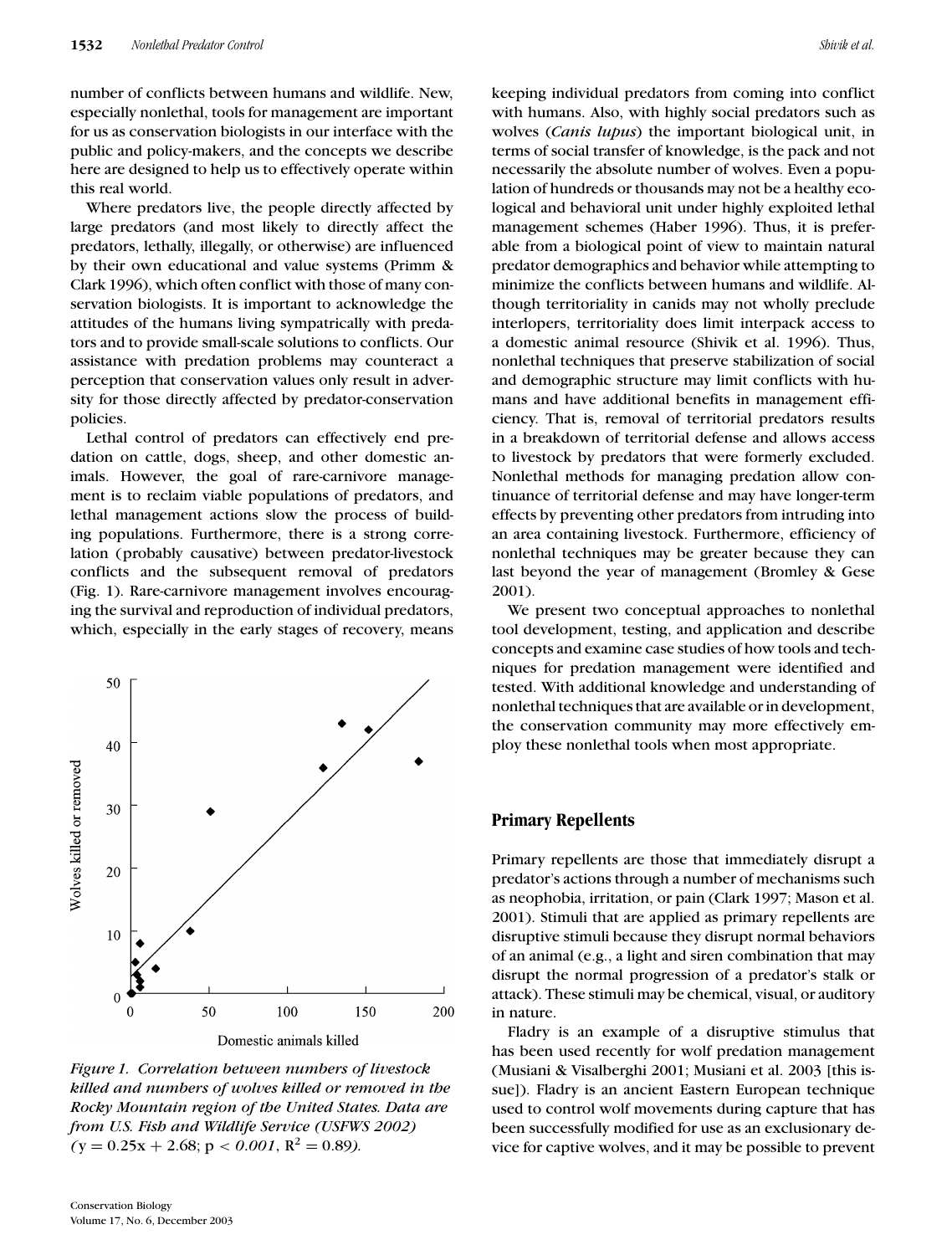number of conflicts between humans and wildlife. New, especially nonlethal, tools for management are important for us as conservation biologists in our interface with the public and policy-makers, and the concepts we describe here are designed to help us to effectively operate within this real world.

Where predators live, the people directly affected by large predators (and most likely to directly affect the predators, lethally, illegally, or otherwise) are influenced by their own educational and value systems (Primm & Clark 1996), which often conflict with those of many conservation biologists. It is important to acknowledge the attitudes of the humans living sympatrically with predators and to provide small-scale solutions to conflicts. Our assistance with predation problems may counteract a perception that conservation values only result in adversity for those directly affected by predator-conservation policies.

Lethal control of predators can effectively end predation on cattle, dogs, sheep, and other domestic animals. However, the goal of rare-carnivore management is to reclaim viable populations of predators, and lethal management actions slow the process of building populations. Furthermore, there is a strong correlation (probably causative) between predator-livestock conflicts and the subsequent removal of predators (Fig. 1). Rare-carnivore management involves encouraging the survival and reproduction of individual predators, which, especially in the early stages of recovery, means keeping individual predators from coming into conflict with humans. Also, with highly social predators such as wolves (*Canis lupus*) the important biological unit, in terms of social transfer of knowledge, is the pack and not necessarily the absolute number of wolves. Even a population of hundreds or thousands may not be a healthy ecological and behavioral unit under highly exploited lethal management schemes (Haber 1996). Thus, it is preferable from a biological point of view to maintain natural predator demographics and behavior while attempting to minimize the conflicts between humans and wildlife. Although territoriality in canids may not wholly preclude interlopers, territoriality does limit interpack access to a domestic animal resource (Shivik et al. 1996). Thus, nonlethal techniques that preserve stabilization of social and demographic structure may limit conflicts with humans and have additional benefits in management efficiency. That is, removal of territorial predators results in a breakdown of territorial defense and allows access to livestock by predators that were formerly excluded. Nonlethal methods for managing predation allow continuance of territorial defense and may have longer-term effects by preventing other predators from intruding into an area containing livestock. Furthermore, efficiency of nonlethal techniques may be greater because they can last beyond the year of management (Bromley & Gese 2001).

*Figure 1. Correlation between numbers of livestock killed and numbers of wolves killed or removed in the Rocky Mountain region of the United States. Data are from U.S. Fish and Wildlife Service (USFWS 2002) ($y = 0.25x + 2.68$; $p < 0.001$, $R^2 = 0.89$).*

We present two conceptual approaches to nonlethal tool development, testing, and application and describe concepts and examine case studies of how tools and techniques for predation management were identified and tested. With additional knowledge and understanding of nonlethal techniques that are available or in development, the conservation community may more effectively employ these nonlethal tools when most appropriate.

## Primary Repellents

Primary repellents are those that immediately disrupt a predator's actions through a number of mechanisms such as neophobia, irritation, or pain (Clark 1997; Mason et al. 2001). Stimuli that are applied as primary repellents are disruptive stimuli because they disrupt normal behaviors of an animal (e.g., a light and siren combination that may disrupt the normal progression of a predator's stalk or attack). These stimuli may be chemical, visual, or auditory in nature.

Fladry is an example of a disruptive stimulus that has been used recently for wolf predation management (Musiani & Visalberghi 2001; Musiani et al. 2003 [this issue]). Fladry is an ancient Eastern European technique used to control wolf movements during capture that has been successfully modified for use as an exclusionary device for captive wolves, and it may be possible to prevent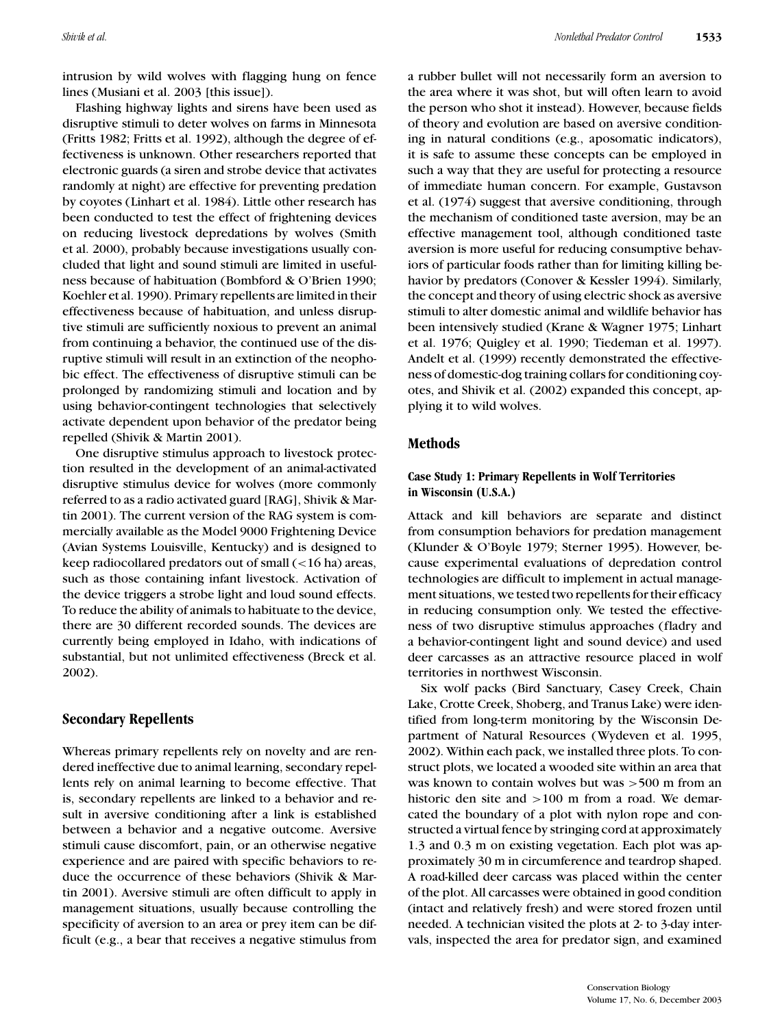intrusion by wild wolves with flagging hung on fence lines (Musiani et al. 2003 [this issue]).

Flashing highway lights and sirens have been used as disruptive stimuli to deter wolves on farms in Minnesota (Fritts 1982; Fritts et al. 1992), although the degree of effectiveness is unknown. Other researchers reported that electronic guards (a siren and strobe device that activates randomly at night) are effective for preventing predation by coyotes (Linhart et al. 1984). Little other research has been conducted to test the effect of frightening devices on reducing livestock depredations by wolves (Smith et al. 2000), probably because investigations usually concluded that light and sound stimuli are limited in usefulness because of habituation (Bombford & O'Brien 1990; Koehler et al. 1990). Primary repellents are limited in their effectiveness because of habituation, and unless disruptive stimuli are sufficiently noxious to prevent an animal from continuing a behavior, the continued use of the disruptive stimuli will result in an extinction of the neophobic effect. The effectiveness of disruptive stimuli can be prolonged by randomizing stimuli and location and by using behavior-contingent technologies that selectively activate dependent upon behavior of the predator being repelled (Shivik & Martin 2001).

One disruptive stimulus approach to livestock protection resulted in the development of an animal-activated disruptive stimulus device for wolves (more commonly referred to as a radio activated guard [RAG], Shivik & Martin 2001). The current version of the RAG system is commercially available as the Model 9000 Frightening Device (Avian Systems Louisville, Kentucky) and is designed to keep radiocollared predators out of small (<16 ha) areas, such as those containing infant livestock. Activation of the device triggers a strobe light and loud sound effects. To reduce the ability of animals to habituate to the device, there are 30 different recorded sounds. The devices are currently being employed in Idaho, with indications of substantial, but not unlimited effectiveness (Breck et al. 2002).

## Secondary Repellents

Whereas primary repellents rely on novelty and are rendered ineffective due to animal learning, secondary repellents rely on animal learning to become effective. That is, secondary repellents are linked to a behavior and result in aversive conditioning after a link is established between a behavior and a negative outcome. Aversive stimuli cause discomfort, pain, or an otherwise negative experience and are paired with specific behaviors to reduce the occurrence of these behaviors (Shivik & Martin 2001). Aversive stimuli are often difficult to apply in management situations, usually because controlling the specificity of aversion to an area or prey item can be difficult (e.g., a bear that receives a negative stimulus from a rubber bullet will not necessarily form an aversion to the area where it was shot, but will often learn to avoid the person who shot it instead). However, because fields of theory and evolution are based on aversive conditioning in natural conditions (e.g., aposomatic indicators), it is safe to assume these concepts can be employed in such a way that they are useful for protecting a resource of immediate human concern. For example, Gustavson et al. (1974) suggest that aversive conditioning, through the mechanism of conditioned taste aversion, may be an effective management tool, although conditioned taste aversion is more useful for reducing consumptive behaviors of particular foods rather than for limiting killing behavior by predators (Conover & Kessler 1994). Similarly, the concept and theory of using electric shock as aversive stimuli to alter domestic animal and wildlife behavior has been intensively studied (Krane & Wagner 1975; Linhart et al. 1976; Quigley et al. 1990; Tiedeman et al. 1997). Andelt et al. (1999) recently demonstrated the effectiveness of domestic-dog training collars for conditioning coyotes, and Shivik et al. (2002) expanded this concept, applying it to wild wolves.

## Methods

### Case Study 1: Primary Repellents in Wolf Territories in Wisconsin (U.S.A.)

Attack and kill behaviors are separate and distinct from consumption behaviors for predation management (Klunder & O'Boyle 1979; Sterner 1995). However, because experimental evaluations of depredation control technologies are difficult to implement in actual management situations, we tested two repellents for their efficacy in reducing consumption only. We tested the effectiveness of two disruptive stimulus approaches (fladry and a behavior-contingent light and sound device) and used deer carcasses as an attractive resource placed in wolf territories in northwest Wisconsin.

Six wolf packs (Bird Sanctuary, Casey Creek, Chain Lake, Crotte Creek, Shoberg, and Tranus Lake) were identified from long-term monitoring by the Wisconsin Department of Natural Resources (Wydeven et al. 1995, 2002). Within each pack, we installed three plots. To construct plots, we located a wooded site within an area that was known to contain wolves but was >500 m from an historic den site and >100 m from a road. We demarcated the boundary of a plot with nylon rope and constructed a virtual fence by stringing cord at approximately 1.3 and 0.3 m on existing vegetation. Each plot was approximately 30 m in circumference and teardrop shaped. A road-killed deer carcass was placed within the center of the plot. All carcasses were obtained in good condition (intact and relatively fresh) and were stored frozen until needed. A technician visited the plots at 2- to 3-day intervals, inspected the area for predator sign, and examined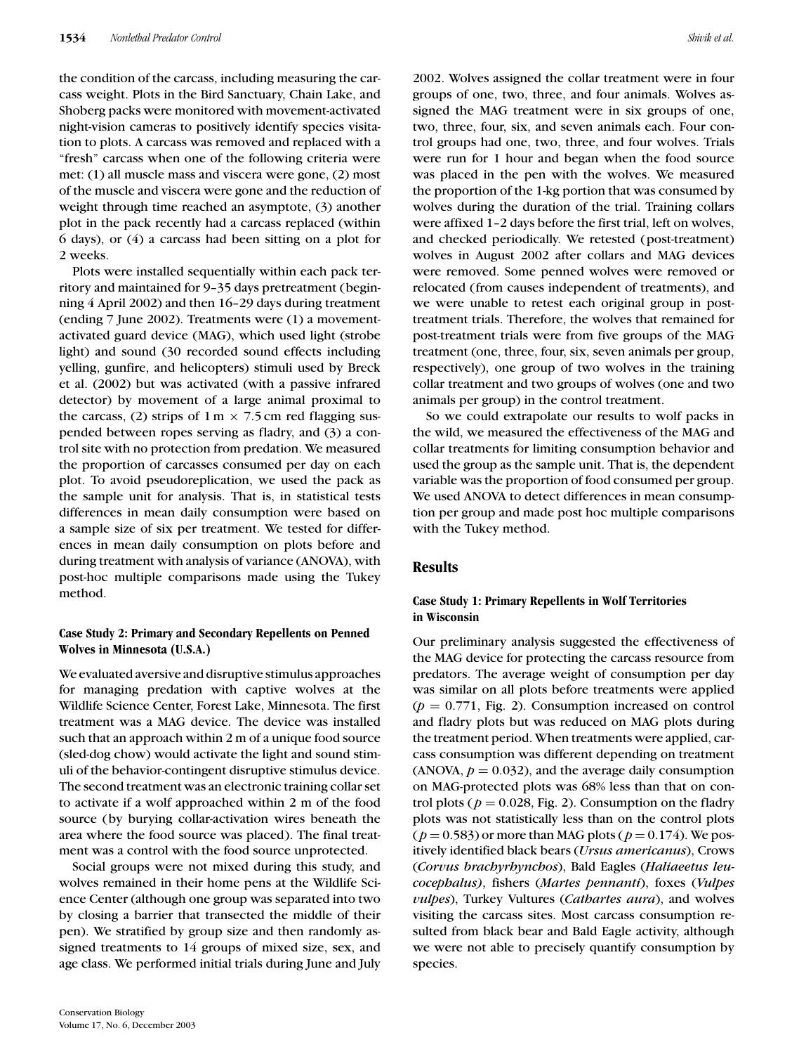the condition of the carcass, including measuring the carcass weight. Plots in the Bird Sanctuary, Chain Lake, and Shoberg packs were monitored with movement-activated night-vision cameras to positively identify species visitation to plots. A carcass was removed and replaced with a "fresh" carcass when one of the following criteria were met: (1) all muscle mass and viscera were gone, (2) most of the muscle and viscera were gone and the reduction of weight through time reached an asymptote, (3) another plot in the pack recently had a carcass replaced (within 6 days), or (4) a carcass had been sitting on a plot for 2 weeks.

Plots were installed sequentially within each pack territory and maintained for 9–35 days pretreatment (beginning 4 April 2002) and then 16–29 days during treatment (ending 7 June 2002). Treatments were (1) a movement-activated guard device (MAG), which used light (strobe light) and sound (30 recorded sound effects including yelling, gunfire, and helicopters) stimuli used by Breck et al. (2002) but was activated (with a passive infrared detector) by movement of a large animal proximal to the carcass, (2) strips of $1\,\text{m} \times 7.5\,\text{cm}$ red flagging suspended between ropes serving as fladry, and (3) a control site with no protection from predation. We measured the proportion of carcasses consumed per day on each plot. To avoid pseudoreplication, we used the pack as the sample unit for analysis. That is, in statistical tests differences in mean daily consumption were based on a sample size of six per treatment. We tested for differences in mean daily consumption on plots before and during treatment with analysis of variance (ANOVA), with post-hoc multiple comparisons made using the Tukey method.

### Case Study 2: Primary and Secondary Repellents on Penned Wolves in Minnesota (U.S.A.)

We evaluated aversive and disruptive stimulus approaches for managing predation with captive wolves at the Wildlife Science Center, Forest Lake, Minnesota. The first treatment was a MAG device. The device was installed such that an approach within 2 m of a unique food source (sled-dog chow) would activate the light and sound stimuli of the behavior-contingent disruptive stimulus device. The second treatment was an electronic training collar set to activate if a wolf approached within 2 m of the food source (by burying collar-activation wires beneath the area where the food source was placed). The final treatment was a control with the food source unprotected.

Social groups were not mixed during this study, and wolves remained in their home pens at the Wildlife Science Center (although one group was separated into two by closing a barrier that transected the middle of their pen). We stratified by group size and then randomly assigned treatments to 14 groups of mixed size, sex, and age class. We performed initial trials during June and July 2002. Wolves assigned the collar treatment were in four groups of one, two, three, and four animals. Wolves assigned the MAG treatment were in six groups of one, two, three, four, six, and seven animals each. Four control groups had one, two, three, and four wolves. Trials were run for 1 hour and began when the food source was placed in the pen with the wolves. We measured the proportion of the 1-kg portion that was consumed by wolves during the duration of the trial. Training collars were affixed 1–2 days before the first trial, left on wolves, and checked periodically. We retested (post-treatment) wolves in August 2002 after collars and MAG devices were removed. Some penned wolves were removed or relocated (from causes independent of treatments), and we were unable to retest each original group in post-treatment trials. Therefore, the wolves that remained for post-treatment trials were from five groups of the MAG treatment (one, three, four, six, seven animals per group, respectively), one group of two wolves in the training collar treatment and two groups of wolves (one and two animals per group) in the control treatment.

So we could extrapolate our results to wolf packs in the wild, we measured the effectiveness of the MAG and collar treatments for limiting consumption behavior and used the group as the sample unit. That is, the dependent variable was the proportion of food consumed per group. We used ANOVA to detect differences in mean consumption per group and made post hoc multiple comparisons with the Tukey method.

## Results

### Case Study 1: Primary Repellents in Wolf Territories in Wisconsin

Our preliminary analysis suggested the effectiveness of the MAG device for protecting the carcass resource from predators. The average weight of consumption per day was similar on all plots before treatments were applied ($p = 0.771$, Fig. 2). Consumption increased on control and fladry plots but was reduced on MAG plots during the treatment period. When treatments were applied, carcass consumption was different depending on treatment (ANOVA, $p = 0.032$), and the average daily consumption on MAG-protected plots was 68% less than that on control plots ($p = 0.028$, Fig. 2). Consumption on the fladry plots was not statistically less than on the control plots ($p = 0.583$) or more than MAG plots ($p = 0.174$). We positively identified black bears (*Ursus americanus*), Crows (*Corvus brachyrhynchos*), Bald Eagles (*Haliaeetus leucocephalus)*, fishers (*Martes pennanti*), foxes (*Vulpes vulpes*), Turkey Vultures (*Cathartes aura*), and wolves visiting the carcass sites. Most carcass consumption resulted from black bear and Bald Eagle activity, although we were not able to precisely quantify consumption by species.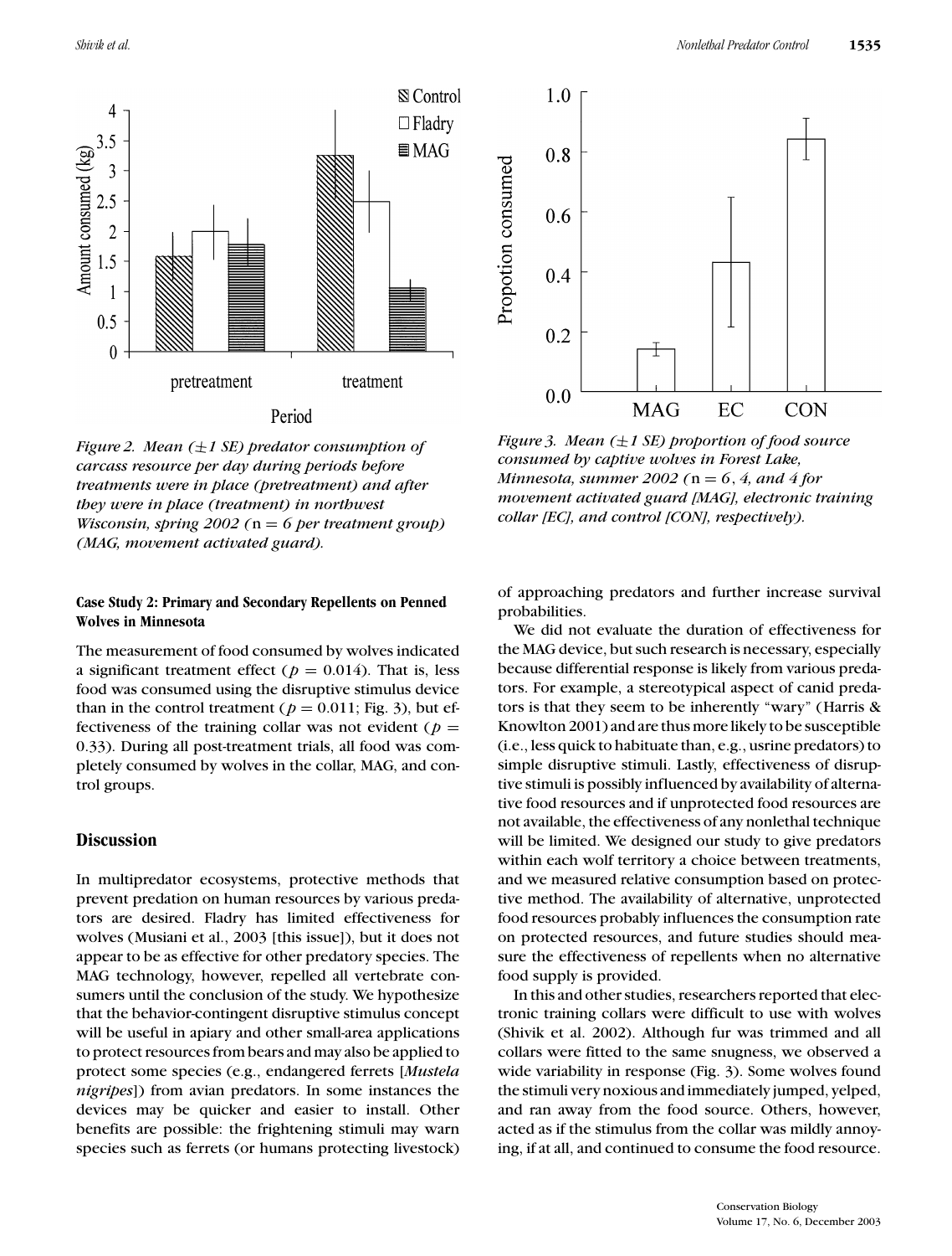Control
Fladry
MAG

Amount consumed (kg)

4
3.5
3
2.5
2
1.5
1
0.5
0

pretreatment
treatment

Period

*Figure 2. Mean (±1 SE) predator consumption of carcass resource per day during periods before treatments were in place (pretreatment) and after they were in place (treatment) in northwest Wisconsin, spring 2002 (n = 6 per treatment group) (MAG, movement activated guard).*

Propotion consumed

1.0
0.8
0.6
0.4
0.2
0.0

MAG
EC
CON

*Figure 3. Mean (±1 SE) proportion of food source consumed by captive wolves in Forest Lake, Minnesota, summer 2002 (n = 6, 4, and 4 for movement activated guard [MAG], electronic training collar [EC], and control [CON], respectively).*

### Case Study 2: Primary and Secondary Repellents on Penned Wolves in Minnesota

The measurement of food consumed by wolves indicated a significant treatment effect ($p = 0.014$). That is, less food was consumed using the disruptive stimulus device than in the control treatment ($p = 0.011$; Fig. 3), but effectiveness of the training collar was not evident ($p = 0.33$). During all post-treatment trials, all food was completely consumed by wolves in the collar, MAG, and control groups.

## Discussion

In multipredator ecosystems, protective methods that prevent predation on human resources by various predators are desired. Fladry has limited effectiveness for wolves (Musiani et al., 2003 [this issue]), but it does not appear to be as effective for other predatory species. The MAG technology, however, repelled all vertebrate consumers until the conclusion of the study. We hypothesize that the behavior-contingent disruptive stimulus concept will be useful in apiary and other small-area applications to protect resources from bears and may also be applied to protect some species (e.g., endangered ferrets [*Mustela nigripes*]) from avian predators. In some instances the devices may be quicker and easier to install. Other benefits are possible: the frightening stimuli may warn species such as ferrets (or humans protecting livestock) of approaching predators and further increase survival probabilities.

We did not evaluate the duration of effectiveness for the MAG device, but such research is necessary, especially because differential response is likely from various predators. For example, a stereotypical aspect of canid predators is that they seem to be inherently "wary" (Harris & Knowlton 2001) and are thus more likely to be susceptible (i.e., less quick to habituate than, e.g., usrine predators) to simple disruptive stimuli. Lastly, effectiveness of disruptive stimuli is possibly influenced by availability of alternative food resources and if unprotected food resources are not available, the effectiveness of any nonlethal technique will be limited. We designed our study to give predators within each wolf territory a choice between treatments, and we measured relative consumption based on protective method. The availability of alternative, unprotected food resources probably influences the consumption rate on protected resources, and future studies should measure the effectiveness of repellents when no alternative food supply is provided.

In this and other studies, researchers reported that electronic training collars were difficult to use with wolves (Shivik et al. 2002). Although fur was trimmed and all collars were fitted to the same snugness, we observed a wide variability in response (Fig. 3). Some wolves found the stimuli very noxious and immediately jumped, yelped, and ran away from the food source. Others, however, acted as if the stimulus from the collar was mildly annoying, if at all, and continued to consume the food resource.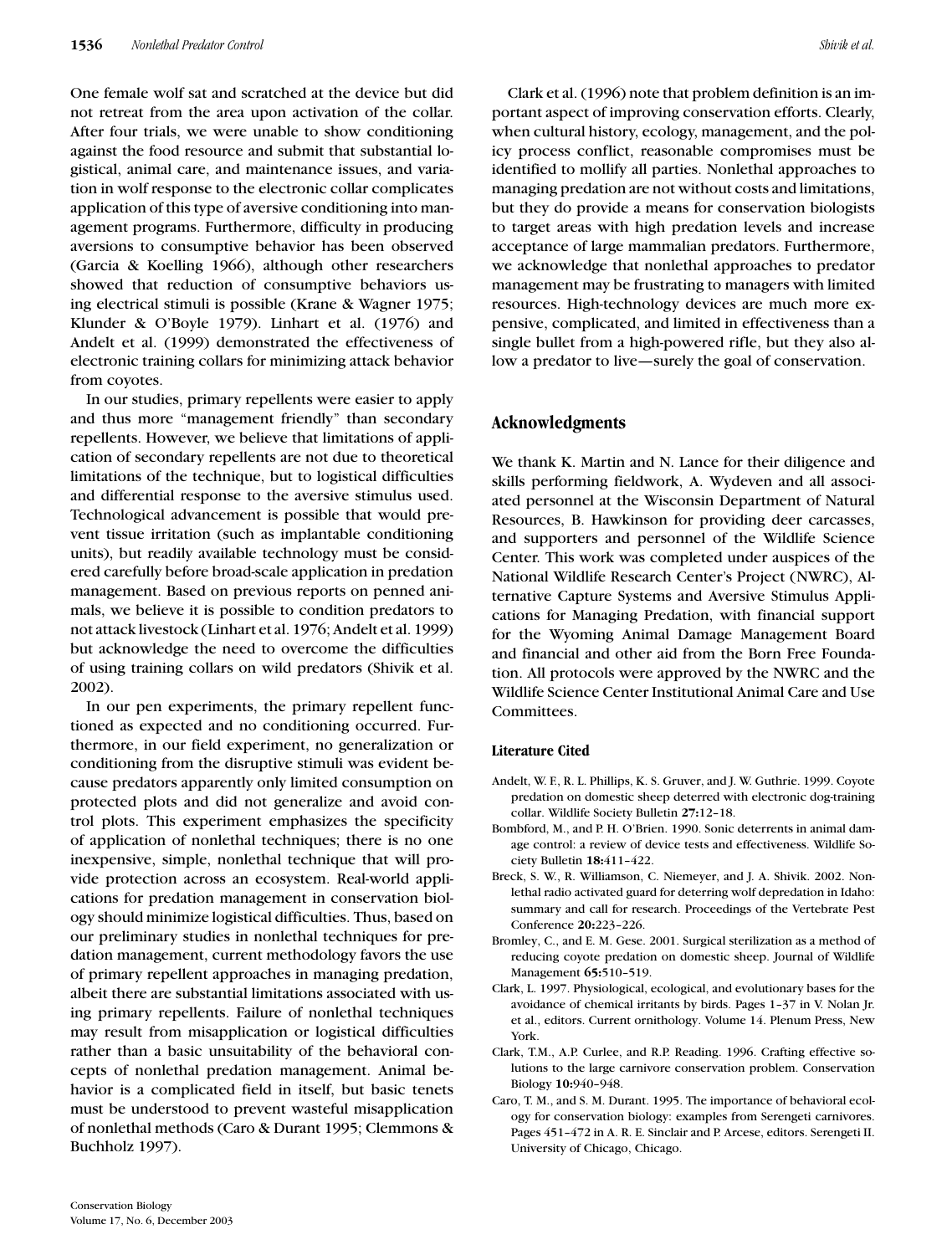One female wolf sat and scratched at the device but did not retreat from the area upon activation of the collar. After four trials, we were unable to show conditioning against the food resource and submit that substantial logistical, animal care, and maintenance issues, and variation in wolf response to the electronic collar complicates application of this type of aversive conditioning into management programs. Furthermore, difficulty in producing aversions to consumptive behavior has been observed (Garcia & Koelling 1966), although other researchers showed that reduction of consumptive behaviors using electrical stimuli is possible (Krane & Wagner 1975; Klunder & O'Boyle 1979). Linhart et al. (1976) and Andelt et al. (1999) demonstrated the effectiveness of electronic training collars for minimizing attack behavior from coyotes.

In our studies, primary repellents were easier to apply and thus more "management friendly" than secondary repellents. However, we believe that limitations of application of secondary repellents are not due to theoretical limitations of the technique, but to logistical difficulties and differential response to the aversive stimulus used. Technological advancement is possible that would prevent tissue irritation (such as implantable conditioning units), but readily available technology must be considered carefully before broad-scale application in predation management. Based on previous reports on penned animals, we believe it is possible to condition predators to not attack livestock (Linhart et al. 1976; Andelt et al. 1999) but acknowledge the need to overcome the difficulties of using training collars on wild predators (Shivik et al. 2002).

In our pen experiments, the primary repellent functioned as expected and no conditioning occurred. Furthermore, in our field experiment, no generalization or conditioning from the disruptive stimuli was evident because predators apparently only limited consumption on protected plots and did not generalize and avoid control plots. This experiment emphasizes the specificity of application of nonlethal techniques; there is no one inexpensive, simple, nonlethal technique that will provide protection across an ecosystem. Real-world applications for predation management in conservation biology should minimize logistical difficulties. Thus, based on our preliminary studies in nonlethal techniques for predation management, current methodology favors the use of primary repellent approaches in managing predation, albeit there are substantial limitations associated with using primary repellents. Failure of nonlethal techniques may result from misapplication or logistical difficulties rather than a basic unsuitability of the behavioral concepts of nonlethal predation management. Animal behavior is a complicated field in itself, but basic tenets must be understood to prevent wasteful misapplication of nonlethal methods (Caro & Durant 1995; Clemmons & Buchholz 1997).

Clark et al. (1996) note that problem definition is an important aspect of improving conservation efforts. Clearly, when cultural history, ecology, management, and the policy process conflict, reasonable compromises must be identified to mollify all parties. Nonlethal approaches to managing predation are not without costs and limitations, but they do provide a means for conservation biologists to target areas with high predation levels and increase acceptance of large mammalian predators. Furthermore, we acknowledge that nonlethal approaches to predator management may be frustrating to managers with limited resources. High-technology devices are much more expensive, complicated, and limited in effectiveness than a single bullet from a high-powered rifle, but they also allow a predator to live—surely the goal of conservation.

## Acknowledgments

We thank K. Martin and N. Lance for their diligence and skills performing fieldwork, A. Wydeven and all associated personnel at the Wisconsin Department of Natural Resources, B. Hawkinson for providing deer carcasses, and supporters and personnel of the Wildlife Science Center. This work was completed under auspices of the National Wildlife Research Center's Project (NWRC), Alternative Capture Systems and Aversive Stimulus Applications for Managing Predation, with financial support for the Wyoming Animal Damage Management Board and financial and other aid from the Born Free Foundation. All protocols were approved by the NWRC and the Wildlife Science Center Institutional Animal Care and Use Committees.

### Literature Cited

Andelt, W. F., R. L. Phillips, K. S. Gruver, and J. W. Guthrie. 1999. Coyote predation on domestic sheep deterred with electronic dog-training collar. Wildlife Society Bulletin **27:**12–18.

Bombford, M., and P. H. O'Brien. 1990. Sonic deterrents in animal damage control: a review of device tests and effectiveness. Wildlife Society Bulletin **18:**411–422.

Breck, S. W., R. Williamson, C. Niemeyer, and J. A. Shivik. 2002. Nonlethal radio activated guard for deterring wolf depredation in Idaho: summary and call for research. Proceedings of the Vertebrate Pest Conference **20:**223–226.

Bromley, C., and E. M. Gese. 2001. Surgical sterilization as a method of reducing coyote predation on domestic sheep. Journal of Wildlife Management **65:**510–519.

Clark, L. 1997. Physiological, ecological, and evolutionary bases for the avoidance of chemical irritants by birds. Pages 1–37 in V. Nolan Jr. et al., editors. Current ornithology. Volume 14. Plenum Press, New York.

Clark, T.M., A.P. Curlee, and R.P. Reading. 1996. Crafting effective solutions to the large carnivore conservation problem. Conservation Biology **10:**940–948.

Caro, T. M., and S. M. Durant. 1995. The importance of behavioral ecology for conservation biology: examples from Serengeti carnivores. Pages 451–472 in A. R. E. Sinclair and P. Arcese, editors. Serengeti II. University of Chicago, Chicago.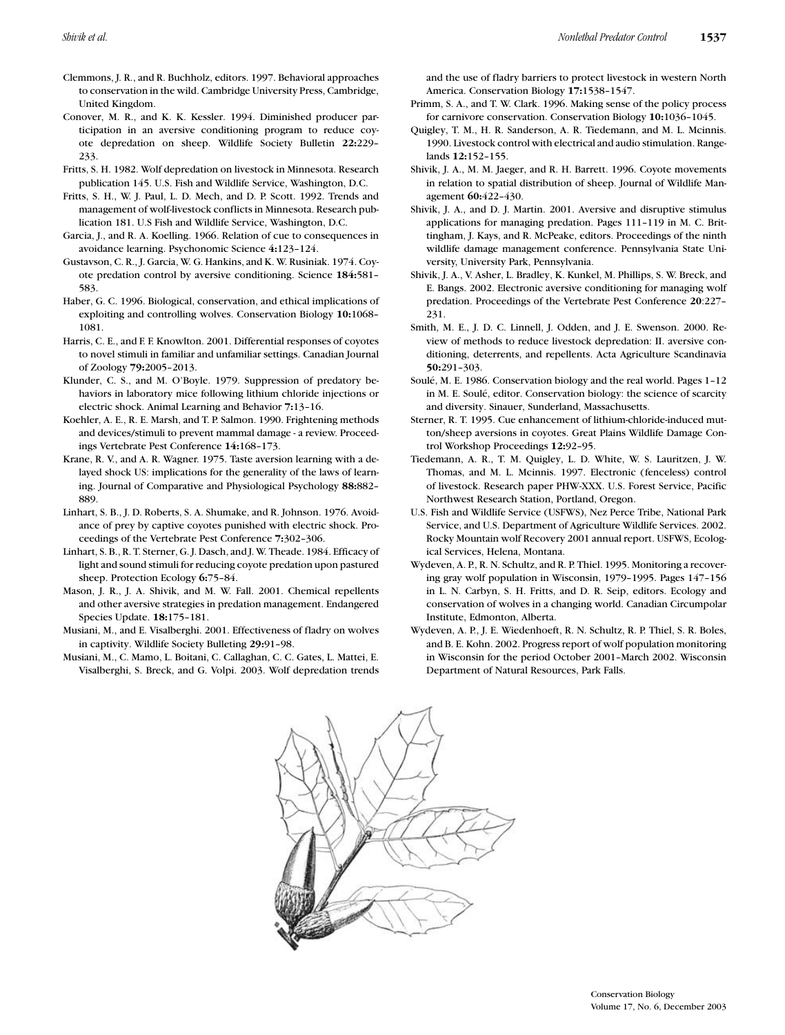Clemmons, J. R., and R. Buchholz, editors. 1997. Behavioral approaches to conservation in the wild. Cambridge University Press, Cambridge, United Kingdom.

Conover, M. R., and K. K. Kessler. 1994. Diminished producer participation in an aversive conditioning program to reduce coyote depredation on sheep. Wildlife Society Bulletin **22:**229–233.

Fritts, S. H. 1982. Wolf depredation on livestock in Minnesota. Research publication 145. U.S. Fish and Wildlife Service, Washington, D.C.

Fritts, S. H., W. J. Paul, L. D. Mech, and D. P. Scott. 1992. Trends and management of wolf-livestock conflicts in Minnesota. Research publication 181. U.S Fish and Wildlife Service, Washington, D.C.

Garcia, J., and R. A. Koelling. 1966. Relation of cue to consequences in avoidance learning. Psychonomic Science **4:**123–124.

Gustavson, C. R., J. Garcia, W. G. Hankins, and K. W. Rusiniak. 1974. Coyote predation control by aversive conditioning. Science **184:**581–583.

Haber, G. C. 1996. Biological, conservation, and ethical implications of exploiting and controlling wolves. Conservation Biology **10:**1068–1081.

Harris, C. E., and F. F. Knowlton. 2001. Differential responses of coyotes to novel stimuli in familiar and unfamiliar settings. Canadian Journal of Zoology **79:**2005–2013.

Klunder, C. S., and M. O'Boyle. 1979. Suppression of predatory behaviors in laboratory mice following lithium chloride injections or electric shock. Animal Learning and Behavior **7:**13–16.

Koehler, A. E., R. E. Marsh, and T. P. Salmon. 1990. Frightening methods and devices/stimuli to prevent mammal damage - a review. Proceedings Vertebrate Pest Conference **14:**168–173.

Krane, R. V., and A. R. Wagner. 1975. Taste aversion learning with a delayed shock US: implications for the generality of the laws of learning. Journal of Comparative and Physiological Psychology **88:**882–889.

Linhart, S. B., J. D. Roberts, S. A. Shumake, and R. Johnson. 1976. Avoidance of prey by captive coyotes punished with electric shock. Proceedings of the Vertebrate Pest Conference **7:**302–306.

Linhart, S. B., R. T. Sterner, G. J. Dasch, and J. W. Theade. 1984. Efficacy of light and sound stimuli for reducing coyote predation upon pastured sheep. Protection Ecology **6:**75–84.

Mason, J. R., J. A. Shivik, and M. W. Fall. 2001. Chemical repellents and other aversive strategies in predation management. Endangered Species Update. **18:**175–181.

Musiani, M., and E. Visalberghi. 2001. Effectiveness of fladry on wolves in captivity. Wildlife Society Bulleting **29:**91–98.

Musiani, M., C. Mamo, L. Boitani, C. Callaghan, C. C. Gates, L. Mattei, E. Visalberghi, S. Breck, and G. Volpi. 2003. Wolf depredation trends and the use of fladry barriers to protect livestock in western North America. Conservation Biology **17:**1538–1547.

Primm, S. A., and T. W. Clark. 1996. Making sense of the policy process for carnivore conservation. Conservation Biology **10:**1036–1045.

Quigley, T. M., H. R. Sanderson, A. R. Tiedemann, and M. L. Mcinnis. 1990. Livestock control with electrical and audio stimulation. Rangelands **12:**152–155.

Shivik, J. A., M. M. Jaeger, and R. H. Barrett. 1996. Coyote movements in relation to spatial distribution of sheep. Journal of Wildlife Management **60:**422–430.

Shivik, J. A., and D. J. Martin. 2001. Aversive and disruptive stimulus applications for managing predation. Pages 111–119 in M. C. Brittingham, J. Kays, and R. McPeake, editors. Proceedings of the ninth wildlife damage management conference. Pennsylvania State University, University Park, Pennsylvania.

Shivik, J. A., V. Asher, L. Bradley, K. Kunkel, M. Phillips, S. W. Breck, and E. Bangs. 2002. Electronic aversive conditioning for managing wolf predation. Proceedings of the Vertebrate Pest Conference **20**:227–231.

Smith, M. E., J. D. C. Linnell, J. Odden, and J. E. Swenson. 2000. Review of methods to reduce livestock depredation: II. aversive conditioning, deterrents, and repellents. Acta Agriculture Scandinavia **50:**291–303.

Soulé, M. E. 1986. Conservation biology and the real world. Pages 1–12 in M. E. Soulé, editor. Conservation biology: the science of scarcity and diversity. Sinauer, Sunderland, Massachusetts.

Sterner, R. T. 1995. Cue enhancement of lithium-chloride-induced mutton/sheep aversions in coyotes. Great Plains Wildlife Damage Control Workshop Proceedings **12:**92–95.

Tiedemann, A. R., T. M. Quigley, L. D. White, W. S. Lauritzen, J. W. Thomas, and M. L. Mcinnis. 1997. Electronic (fenceless) control of livestock. Research paper PHW-XXX. U.S. Forest Service, Pacific Northwest Research Station, Portland, Oregon.

U.S. Fish and Wildlife Service (USFWS), Nez Perce Tribe, National Park Service, and U.S. Department of Agriculture Wildlife Services. 2002. Rocky Mountain wolf Recovery 2001 annual report. USFWS, Ecological Services, Helena, Montana.

Wydeven, A. P., R. N. Schultz, and R. P. Thiel. 1995. Monitoring a recovering gray wolf population in Wisconsin, 1979–1995. Pages 147–156 in L. N. Carbyn, S. H. Fritts, and D. R. Seip, editors. Ecology and conservation of wolves in a changing world. Canadian Circumpolar Institute, Edmonton, Alberta.

Wydeven, A. P., J. E. Wiedenhoeft, R. N. Schultz, R. P. Thiel, S. R. Boles, and B. E. Kohn. 2002. Progress report of wolf population monitoring in Wisconsin for the period October 2001–March 2002. Wisconsin Department of Natural Resources, Park Falls.